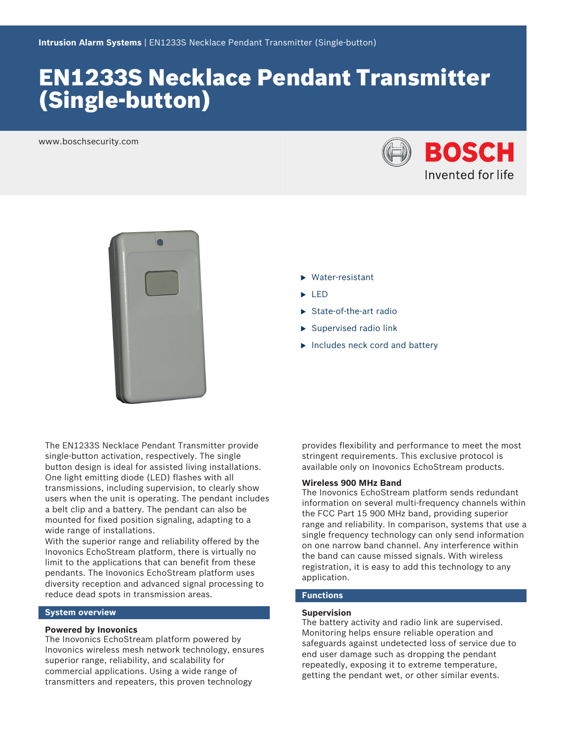# EN1233S Necklace Pendant Transmitter (Single-button)

www.boschsecurity.com

- Water-resistant
- LED
- State-of-the-art radio
- Supervised radio link
- Includes neck cord and battery

The EN1233S Necklace Pendant Transmitter provide single-button activation, respectively. The single button design is ideal for assisted living installations. One light emitting diode (LED) flashes with all transmissions, including supervision, to clearly show users when the unit is operating. The pendant includes a belt clip and a battery. The pendant can also be mounted for fixed position signaling, adapting to a wide range of installations.

With the superior range and reliability offered by the Inovonics EchoStream platform, there is virtually no limit to the applications that can benefit from these pendants. The Inovonics EchoStream platform uses diversity reception and advanced signal processing to reduce dead spots in transmission areas.

## System overview

### Powered by Inovonics

The Inovonics EchoStream platform powered by Inovonics wireless mesh network technology, ensures superior range, reliability, and scalability for commercial applications. Using a wide range of transmitters and repeaters, this proven technology provides flexibility and performance to meet the most stringent requirements. This exclusive protocol is available only on Inovonics EchoStream products.

### Wireless 900 MHz Band

The Inovonics EchoStream platform sends redundant information on several multi-frequency channels within the FCC Part 15 900 MHz band, providing superior range and reliability. In comparison, systems that use a single frequency technology can only send information on one narrow band channel. Any interference within the band can cause missed signals. With wireless registration, it is easy to add this technology to any application.

## Functions

### Supervision

The battery activity and radio link are supervised. Monitoring helps ensure reliable operation and safeguards against undetected loss of service due to end user damage such as dropping the pendant repeatedly, exposing it to extreme temperature, getting the pendant wet, or other similar events.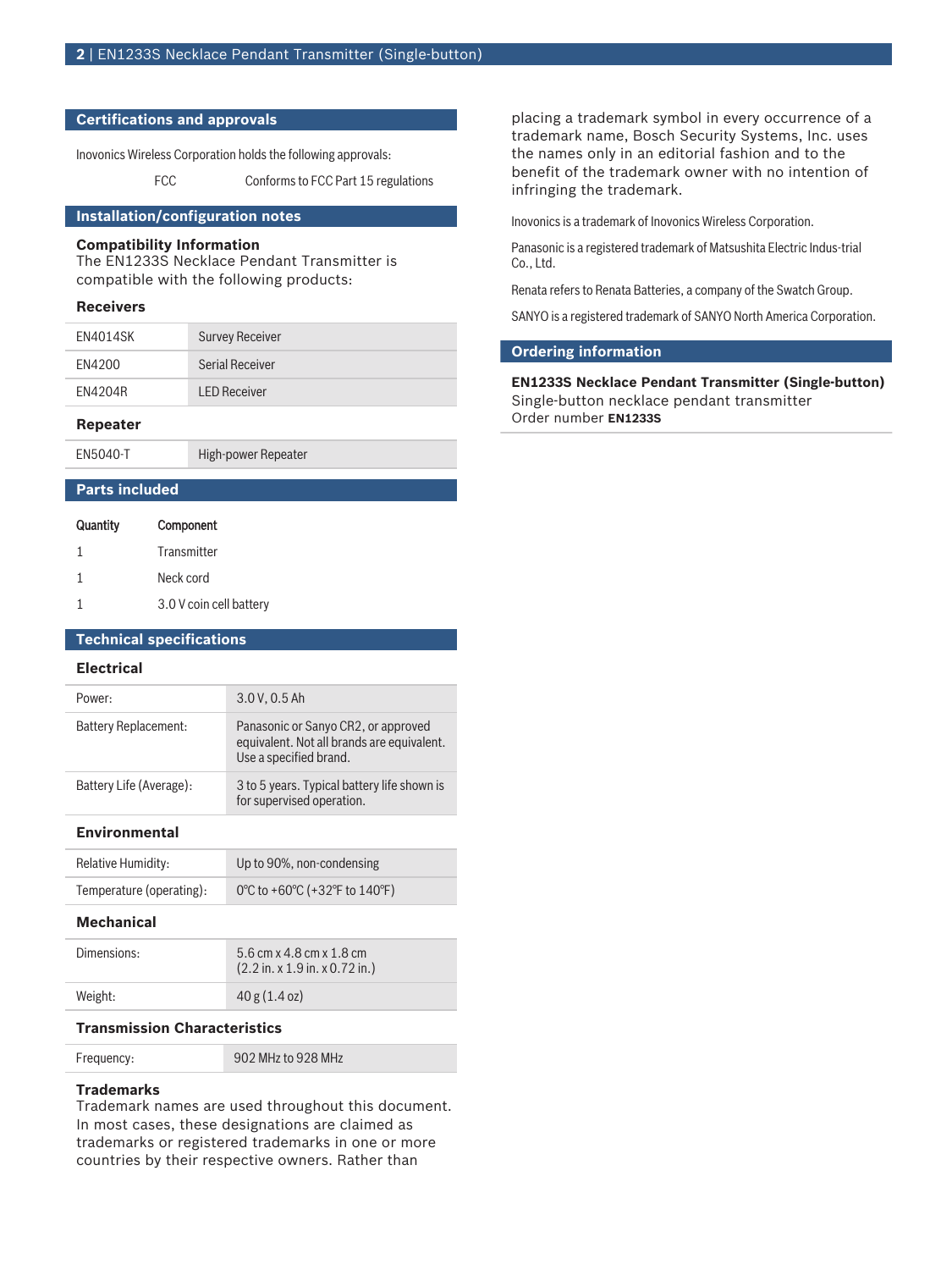## Certifications and approvals

Inovonics Wireless Corporation holds the following approvals:

| | |
|---|---|
| FCC | Conforms to FCC Part 15 regulations |

## Installation/configuration notes

**Compatibility Information**
The EN1233S Necklace Pendant Transmitter is compatible with the following products:

### Receivers

| | |
|---|---|
| EN4014SK | Survey Receiver |
| EN4200 | Serial Receiver |
| EN4204R | LED Receiver |

### Repeater

| | |
|---|---|
| EN5040-T | High-power Repeater |

## Parts included

| Quantity | Component |
|---|---|
| 1 | Transmitter |
| 1 | Neck cord |
| 1 | 3.0 V coin cell battery |

## Technical specifications

### Electrical

| | |
|---|---|
| Power: | 3.0 V, 0.5 Ah |
| Battery Replacement: | Panasonic or Sanyo CR2, or approved equivalent. Not all brands are equivalent. Use a specified brand. |
| Battery Life (Average): | 3 to 5 years. Typical battery life shown is for supervised operation. |

### Environmental

| | |
|---|---|
| Relative Humidity: | Up to 90%, non-condensing |
| Temperature (operating): | 0ºC to +60ºC (+32ºF to 140ºF) |

### Mechanical

| | |
|---|---|
| Dimensions: | 5.6 cm x 4.8 cm x 1.8 cm (2.2 in. x 1.9 in. x 0.72 in.) |
| Weight: | 40 g (1.4 oz) |

### Transmission Characteristics

| | |
|---|---|
| Frequency: | 902 MHz to 928 MHz |

### Trademarks

Trademark names are used throughout this document. In most cases, these designations are claimed as trademarks or registered trademarks in one or more countries by their respective owners. Rather than placing a trademark symbol in every occurrence of a trademark name, Bosch Security Systems, Inc. uses the names only in an editorial fashion and to the benefit of the trademark owner with no intention of infringing the trademark.

Inovonics is a trademark of Inovonics Wireless Corporation.

Panasonic is a registered trademark of Matsushita Electric Indus-trial Co., Ltd.

Renata refers to Renata Batteries, a company of the Swatch Group.

SANYO is a registered trademark of SANYO North America Corporation.

## Ordering information

**EN1233S Necklace Pendant Transmitter (Single-button)**
Single-button necklace pendant transmitter
Order number **EN1233S**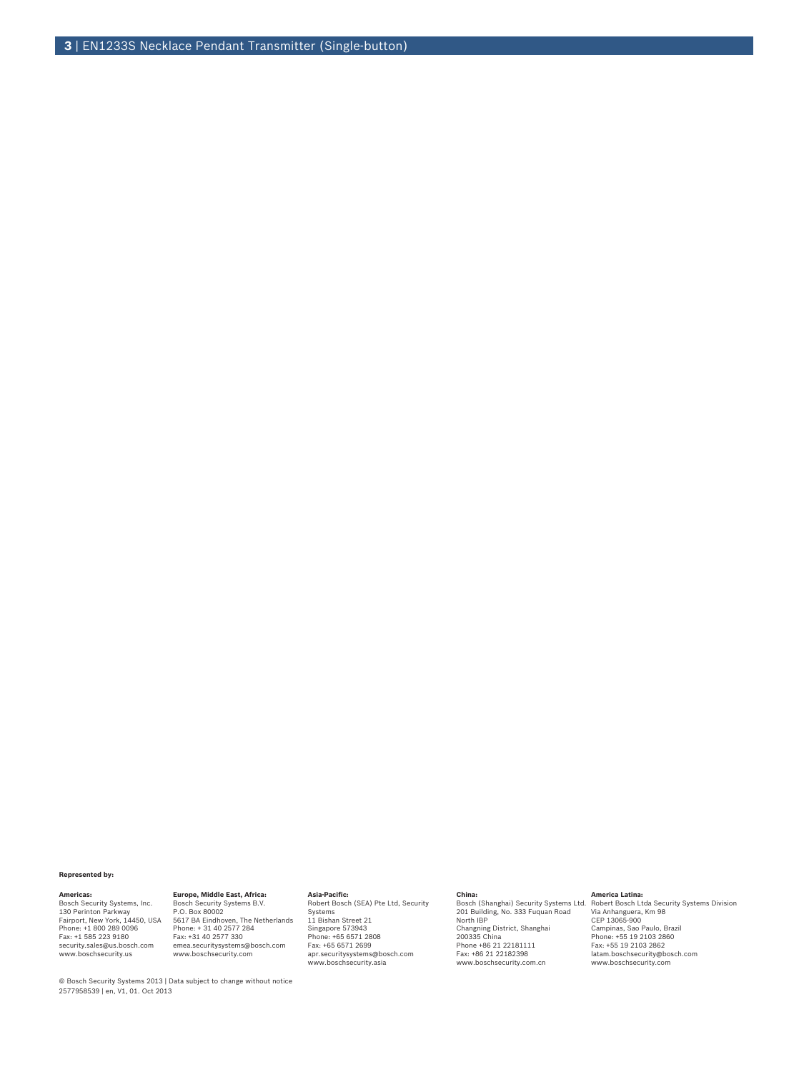**Represented by:**

**Americas:**
Bosch Security Systems, Inc.
130 Perinton Parkway
Fairport, New York, 14450, USA
Phone: +1 800 289 0096
Fax: +1 585 223 9180
security.sales@us.bosch.com
www.boschsecurity.us

**Europe, Middle East, Africa:**
Bosch Security Systems B.V.
P.O. Box 80002
5617 BA Eindhoven, The Netherlands
Phone: + 31 40 2577 284
Fax: +31 40 2577 330
emea.securitysystems@bosch.com
www.boschsecurity.com

**Asia-Pacific:**
Robert Bosch (SEA) Pte Ltd, Security Systems
11 Bishan Street 21
Singapore 573943
Phone: +65 6571 2808
Fax: +65 6571 2699
apr.securitysystems@bosch.com
www.boschsecurity.asia

**China:**
Bosch (Shanghai) Security Systems Ltd.
201 Building, No. 333 Fuquan Road
North IBP
Changning District, Shanghai
200335 China
Phone +86 21 22181111
Fax: +86 21 22182398
www.boschsecurity.com.cn

**America Latina:**
Robert Bosch Ltda Security Systems Division
Via Anhanguera, Km 98
CEP 13065-900
Campinas, Sao Paulo, Brazil
Phone: +55 19 2103 2860
Fax: +55 19 2103 2862
latam.boschsecurity@bosch.com
www.boschsecurity.com

© Bosch Security Systems 2013 | Data subject to change without notice
2577958539 | en, V1, 01. Oct 2013